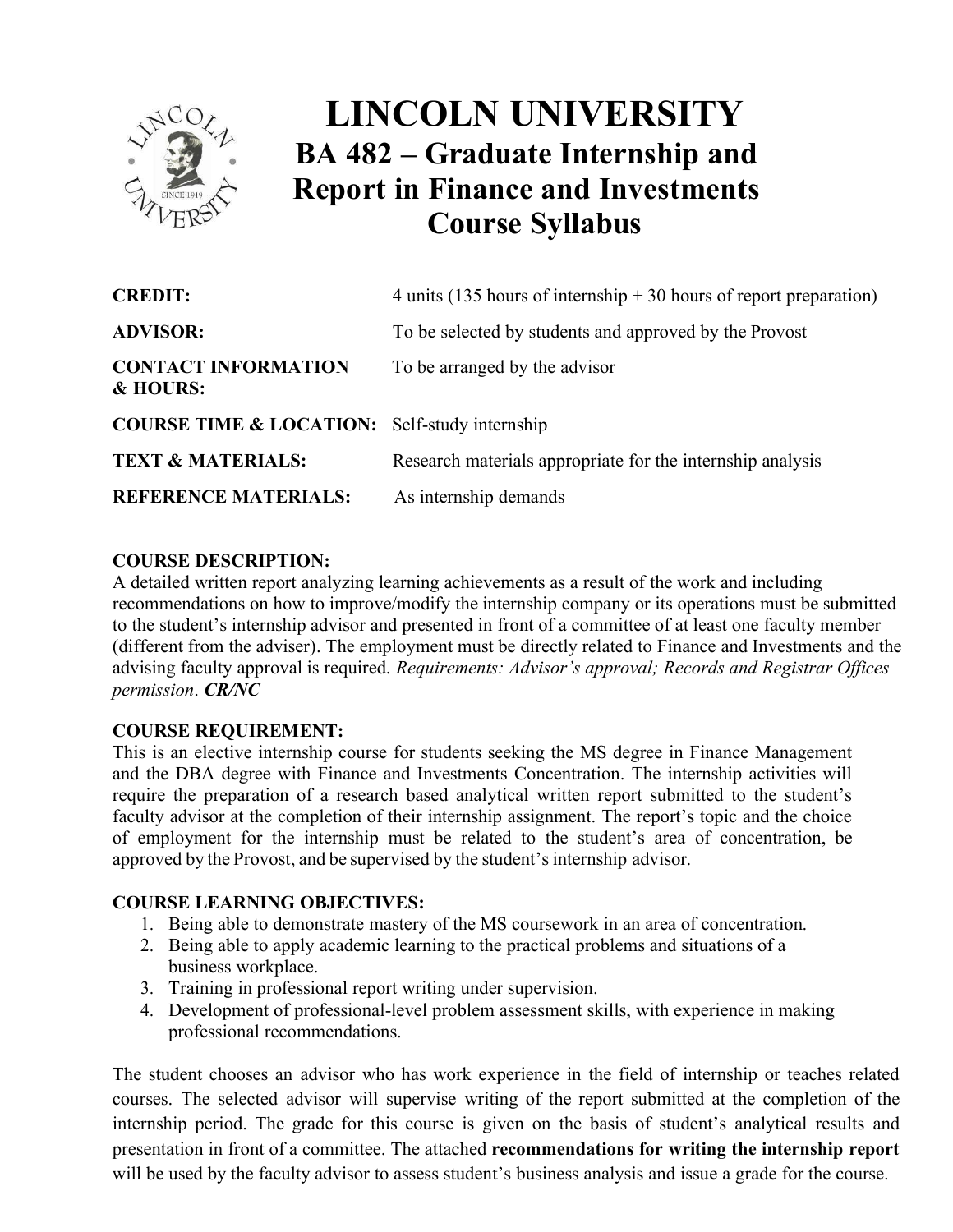# LINCOLN UNIVERSITY

## BA 482 – Graduate Internship and Report in Finance and Investments Course Syllabus

| | |
|---|---|
| **CREDIT:** | 4 units (135 hours of internship + 30 hours of report preparation) |
| **ADVISOR:** | To be selected by students and approved by the Provost |
| **CONTACT INFORMATION & HOURS:** | To be arranged by the advisor |
| **COURSE TIME & LOCATION:** | Self-study internship |
| **TEXT & MATERIALS:** | Research materials appropriate for the internship analysis |
| **REFERENCE MATERIALS:** | As internship demands |

**COURSE DESCRIPTION:**

A detailed written report analyzing learning achievements as a result of the work and including recommendations on how to improve/modify the internship company or its operations must be submitted to the student's internship advisor and presented in front of a committee of at least one faculty member (different from the adviser). The employment must be directly related to Finance and Investments and the advising faculty approval is required. *Requirements: Advisor's approval; Records and Registrar Offices permission*. ***CR/NC***

**COURSE REQUIREMENT:**

This is an elective internship course for students seeking the MS degree in Finance Management and the DBA degree with Finance and Investments Concentration. The internship activities will require the preparation of a research based analytical written report submitted to the student's faculty advisor at the completion of their internship assignment. The report's topic and the choice of employment for the internship must be related to the student's area of concentration, be approved by the Provost, and be supervised by the student's internship advisor.

**COURSE LEARNING OBJECTIVES:**

1. Being able to demonstrate mastery of the MS coursework in an area of concentration.
2. Being able to apply academic learning to the practical problems and situations of a business workplace.
3. Training in professional report writing under supervision.
4. Development of professional-level problem assessment skills, with experience in making professional recommendations.

The student chooses an advisor who has work experience in the field of internship or teaches related courses. The selected advisor will supervise writing of the report submitted at the completion of the internship period. The grade for this course is given on the basis of student's analytical results and presentation in front of a committee. The attached **recommendations for writing the internship report** will be used by the faculty advisor to assess student's business analysis and issue a grade for the course.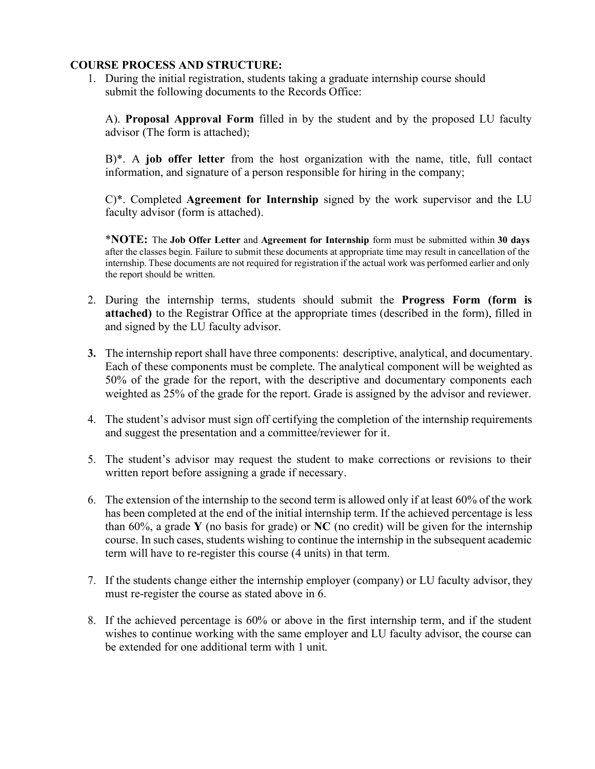**COURSE PROCESS AND STRUCTURE:**

1. During the initial registration, students taking a graduate internship course should submit the following documents to the Records Office:

   A). **Proposal Approval Form** filled in by the student and by the proposed LU faculty advisor (The form is attached);

   B)*. A **job offer letter** from the host organization with the name, title, full contact information, and signature of a person responsible for hiring in the company;

   C)*. Completed **Agreement for Internship** signed by the work supervisor and the LU faculty advisor (form is attached).

   ***NOTE:** The **Job Offer Letter** and **Agreement for Internship** form must be submitted within **30 days** after the classes begin. Failure to submit these documents at appropriate time may result in cancellation of the internship. These documents are not required for registration if the actual work was performed earlier and only the report should be written.

2. During the internship terms, students should submit the **Progress Form (form is attached)** to the Registrar Office at the appropriate times (described in the form), filled in and signed by the LU faculty advisor.

3. The internship report shall have three components: descriptive, analytical, and documentary. Each of these components must be complete. The analytical component will be weighted as 50% of the grade for the report, with the descriptive and documentary components each weighted as 25% of the grade for the report. Grade is assigned by the advisor and reviewer.

4. The student's advisor must sign off certifying the completion of the internship requirements and suggest the presentation and a committee/reviewer for it.

5. The student's advisor may request the student to make corrections or revisions to their written report before assigning a grade if necessary.

6. The extension of the internship to the second term is allowed only if at least 60% of the work has been completed at the end of the initial internship term. If the achieved percentage is less than 60%, a grade **Y** (no basis for grade) or **NC** (no credit) will be given for the internship course. In such cases, students wishing to continue the internship in the subsequent academic term will have to re-register this course (4 units) in that term.

7. If the students change either the internship employer (company) or LU faculty advisor, they must re-register the course as stated above in 6.

8. If the achieved percentage is 60% or above in the first internship term, and if the student wishes to continue working with the same employer and LU faculty advisor, the course can be extended for one additional term with 1 unit.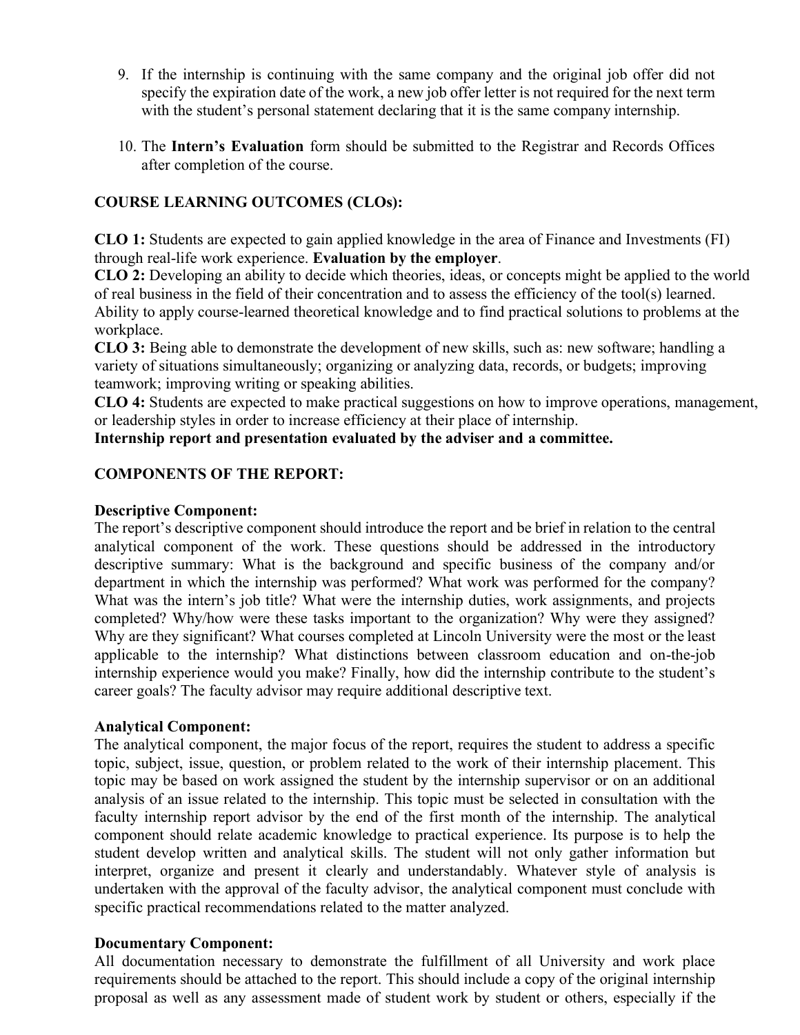9. If the internship is continuing with the same company and the original job offer did not specify the expiration date of the work, a new job offer letter is not required for the next term with the student's personal statement declaring that it is the same company internship.

10. The **Intern's Evaluation** form should be submitted to the Registrar and Records Offices after completion of the course.

**COURSE LEARNING OUTCOMES (CLOs):**

**CLO 1:** Students are expected to gain applied knowledge in the area of Finance and Investments (FI) through real-life work experience. **Evaluation by the employer**.
**CLO 2:** Developing an ability to decide which theories, ideas, or concepts might be applied to the world of real business in the field of their concentration and to assess the efficiency of the tool(s) learned. Ability to apply course-learned theoretical knowledge and to find practical solutions to problems at the workplace.
**CLO 3:** Being able to demonstrate the development of new skills, such as: new software; handling a variety of situations simultaneously; organizing or analyzing data, records, or budgets; improving teamwork; improving writing or speaking abilities.
**CLO 4:** Students are expected to make practical suggestions on how to improve operations, management, or leadership styles in order to increase efficiency at their place of internship.
**Internship report and presentation evaluated by the adviser and a committee.**

**COMPONENTS OF THE REPORT:**

**Descriptive Component:**
The report's descriptive component should introduce the report and be brief in relation to the central analytical component of the work. These questions should be addressed in the introductory descriptive summary: What is the background and specific business of the company and/or department in which the internship was performed? What work was performed for the company? What was the intern's job title? What were the internship duties, work assignments, and projects completed? Why/how were these tasks important to the organization? Why were they assigned? Why are they significant? What courses completed at Lincoln University were the most or the least applicable to the internship? What distinctions between classroom education and on-the-job internship experience would you make? Finally, how did the internship contribute to the student's career goals? The faculty advisor may require additional descriptive text.

**Analytical Component:**
The analytical component, the major focus of the report, requires the student to address a specific topic, subject, issue, question, or problem related to the work of their internship placement. This topic may be based on work assigned the student by the internship supervisor or on an additional analysis of an issue related to the internship. This topic must be selected in consultation with the faculty internship report advisor by the end of the first month of the internship. The analytical component should relate academic knowledge to practical experience. Its purpose is to help the student develop written and analytical skills. The student will not only gather information but interpret, organize and present it clearly and understandably. Whatever style of analysis is undertaken with the approval of the faculty advisor, the analytical component must conclude with specific practical recommendations related to the matter analyzed.

**Documentary Component:**
All documentation necessary to demonstrate the fulfillment of all University and work place requirements should be attached to the report. This should include a copy of the original internship proposal as well as any assessment made of student work by student or others, especially if the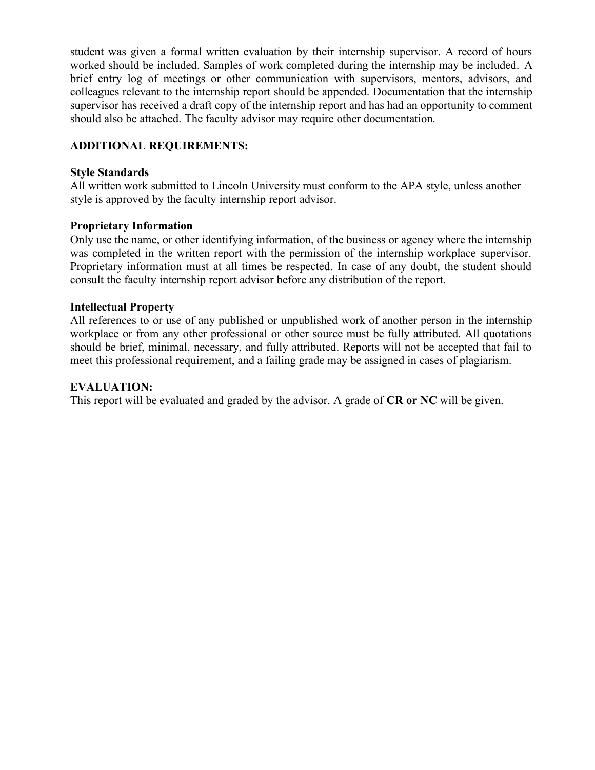student was given a formal written evaluation by their internship supervisor. A record of hours worked should be included. Samples of work completed during the internship may be included. A brief entry log of meetings or other communication with supervisors, mentors, advisors, and colleagues relevant to the internship report should be appended. Documentation that the internship supervisor has received a draft copy of the internship report and has had an opportunity to comment should also be attached. The faculty advisor may require other documentation.

## ADDITIONAL REQUIREMENTS:

### Style Standards

All written work submitted to Lincoln University must conform to the APA style, unless another style is approved by the faculty internship report advisor.

### Proprietary Information

Only use the name, or other identifying information, of the business or agency where the internship was completed in the written report with the permission of the internship workplace supervisor. Proprietary information must at all times be respected. In case of any doubt, the student should consult the faculty internship report advisor before any distribution of the report.

### Intellectual Property

All references to or use of any published or unpublished work of another person in the internship workplace or from any other professional or other source must be fully attributed. All quotations should be brief, minimal, necessary, and fully attributed. Reports will not be accepted that fail to meet this professional requirement, and a failing grade may be assigned in cases of plagiarism.

## EVALUATION:

This report will be evaluated and graded by the advisor. A grade of **CR or NC** will be given.